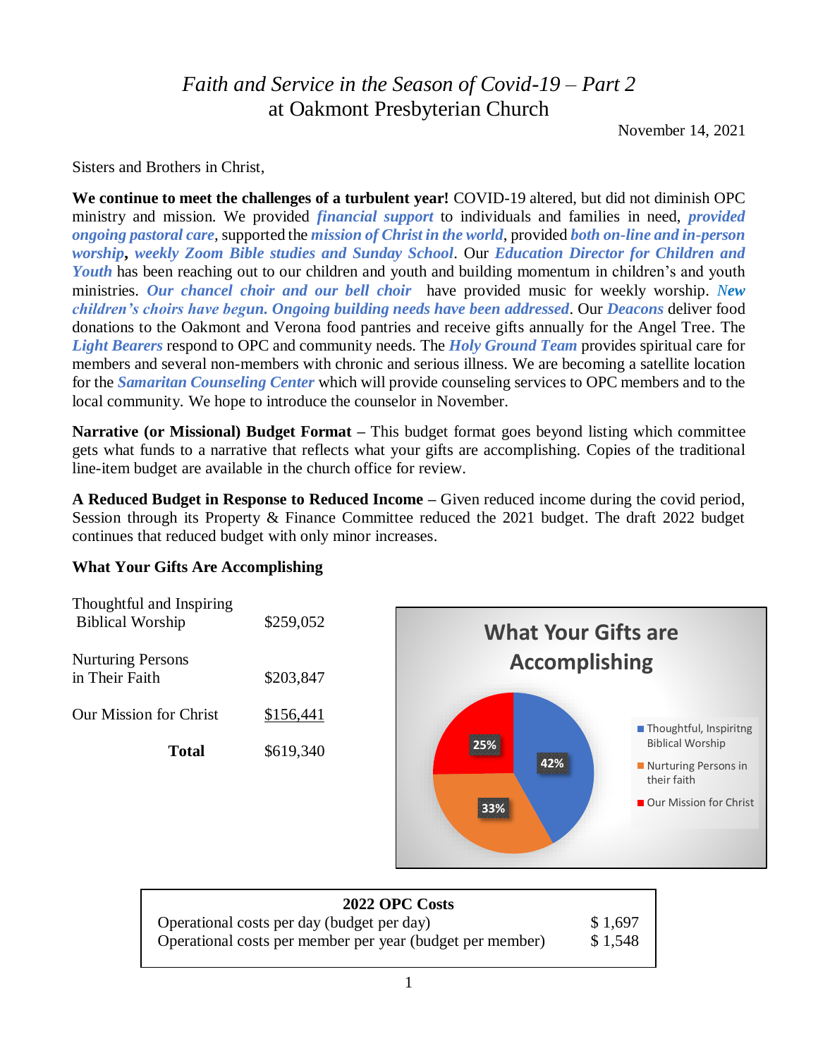# *Faith and Service in the Season of Covid-19 – Part 2*
# at Oakmont Presbyterian Church

November 14, 2021

Sisters and Brothers in Christ,

**We continue to meet the challenges of a turbulent year!** COVID-19 altered, but did not diminish OPC ministry and mission. We provided ***financial support*** to individuals and families in need, ***provided ongoing pastoral care***, supported the ***mission of Christ in the world***, provided ***both on-line and in-person worship***, ***weekly Zoom Bible studies and Sunday School***. Our ***Education Director for Children and Youth*** has been reaching out to our children and youth and building momentum in children's and youth ministries. ***Our chancel choir and our bell choir*** have provided music for weekly worship. ***New children's choirs have begun. Ongoing building needs have been addressed***. Our ***Deacons*** deliver food donations to the Oakmont and Verona food pantries and receive gifts annually for the Angel Tree. The ***Light Bearers*** respond to OPC and community needs. The ***Holy Ground Team*** provides spiritual care for members and several non-members with chronic and serious illness. We are becoming a satellite location for the ***Samaritan Counseling Center*** which will provide counseling services to OPC members and to the local community. We hope to introduce the counselor in November.

**Narrative (or Missional) Budget Format –** This budget format goes beyond listing which committee gets what funds to a narrative that reflects what your gifts are accomplishing. Copies of the traditional line-item budget are available in the church office for review.

**A Reduced Budget in Response to Reduced Income –** Given reduced income during the covid period, Session through its Property & Finance Committee reduced the 2021 budget. The draft 2022 budget continues that reduced budget with only minor increases.

**What Your Gifts Are Accomplishing**

| | |
|---|---|
| Thoughtful and Inspiring Biblical Worship | $259,052 |
| Nurturing Persons in Their Faith | $203,847 |
| Our Mission for Christ | $156,441 |
| **Total** | $619,340 |

**What Your Gifts are Accomplishing**

- Thoughtful, Inspiritng Biblical Worship: 42%
- Nurturing Persons in their faith: 33%
- Our Mission for Christ: 25%

| **2022 OPC Costs** | |
|---|---|
| Operational costs per day (budget per day) | $ 1,697 |
| Operational costs per member per year (budget per member) | $ 1,548 |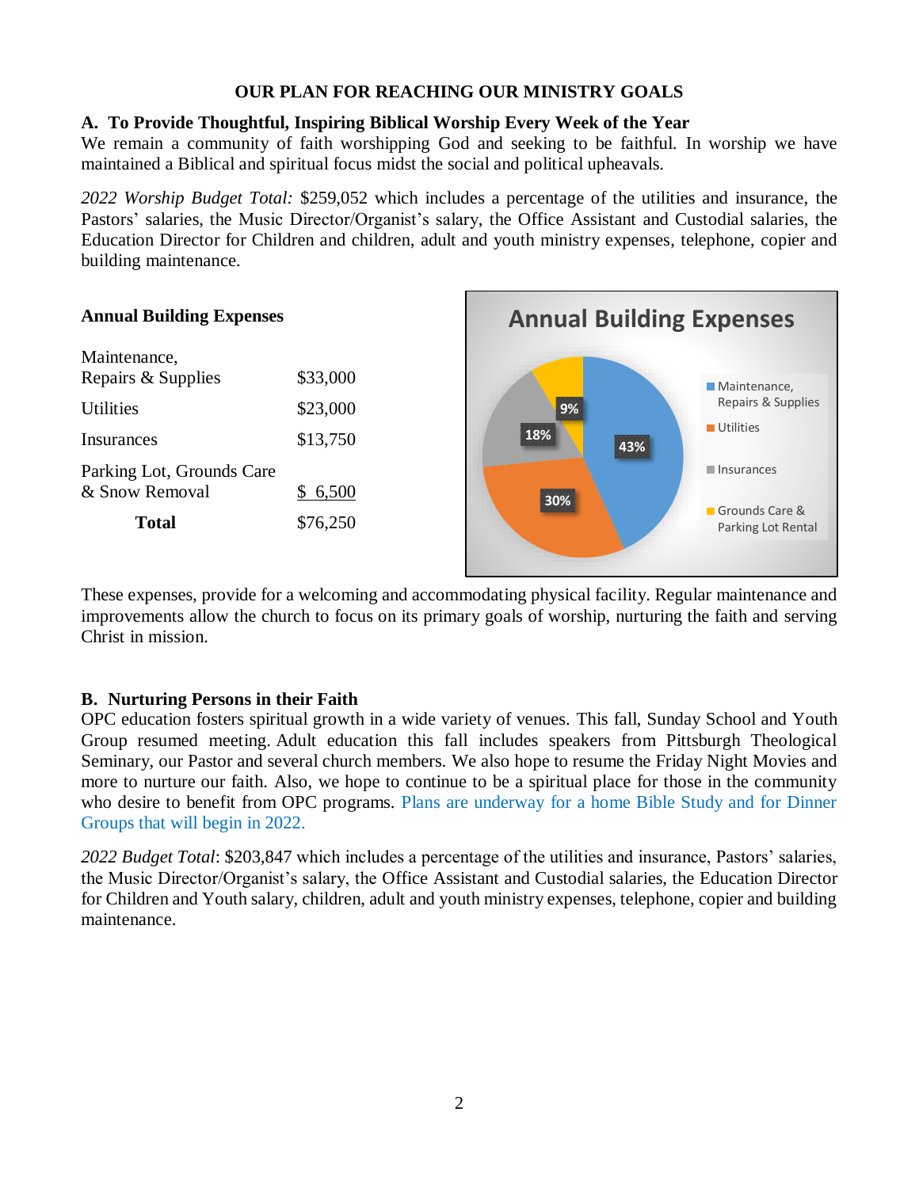## OUR PLAN FOR REACHING OUR MINISTRY GOALS

### A. To Provide Thoughtful, Inspiring Biblical Worship Every Week of the Year

We remain a community of faith worshipping God and seeking to be faithful. In worship we have maintained a Biblical and spiritual focus midst the social and political upheavals.

*2022 Worship Budget Total:* $259,052 which includes a percentage of the utilities and insurance, the Pastors' salaries, the Music Director/Organist's salary, the Office Assistant and Custodial salaries, the Education Director for Children and children, adult and youth ministry expenses, telephone, copier and building maintenance.

**Annual Building Expenses**

| | |
|---|---|
| Maintenance, Repairs & Supplies | $33,000 |
| Utilities | $23,000 |
| Insurances | $13,750 |
| Parking Lot, Grounds Care & Snow Removal | $ 6,500 |
| **Total** | $76,250 |

Annual Building Expenses

- Maintenance, Repairs & Supplies: 43%
- Utilities: 30%
- Insurances: 18%
- Grounds Care & Parking Lot Rental: 9%

These expenses, provide for a welcoming and accommodating physical facility. Regular maintenance and improvements allow the church to focus on its primary goals of worship, nurturing the faith and serving Christ in mission.

### B. Nurturing Persons in their Faith

OPC education fosters spiritual growth in a wide variety of venues. This fall, Sunday School and Youth Group resumed meeting. Adult education this fall includes speakers from Pittsburgh Theological Seminary, our Pastor and several church members. We also hope to resume the Friday Night Movies and more to nurture our faith. Also, we hope to continue to be a spiritual place for those in the community who desire to benefit from OPC programs. Plans are underway for a home Bible Study and for Dinner Groups that will begin in 2022.

*2022 Budget Total*: $203,847 which includes a percentage of the utilities and insurance, Pastors' salaries, the Music Director/Organist's salary, the Office Assistant and Custodial salaries, the Education Director for Children and Youth salary, children, adult and youth ministry expenses, telephone, copier and building maintenance.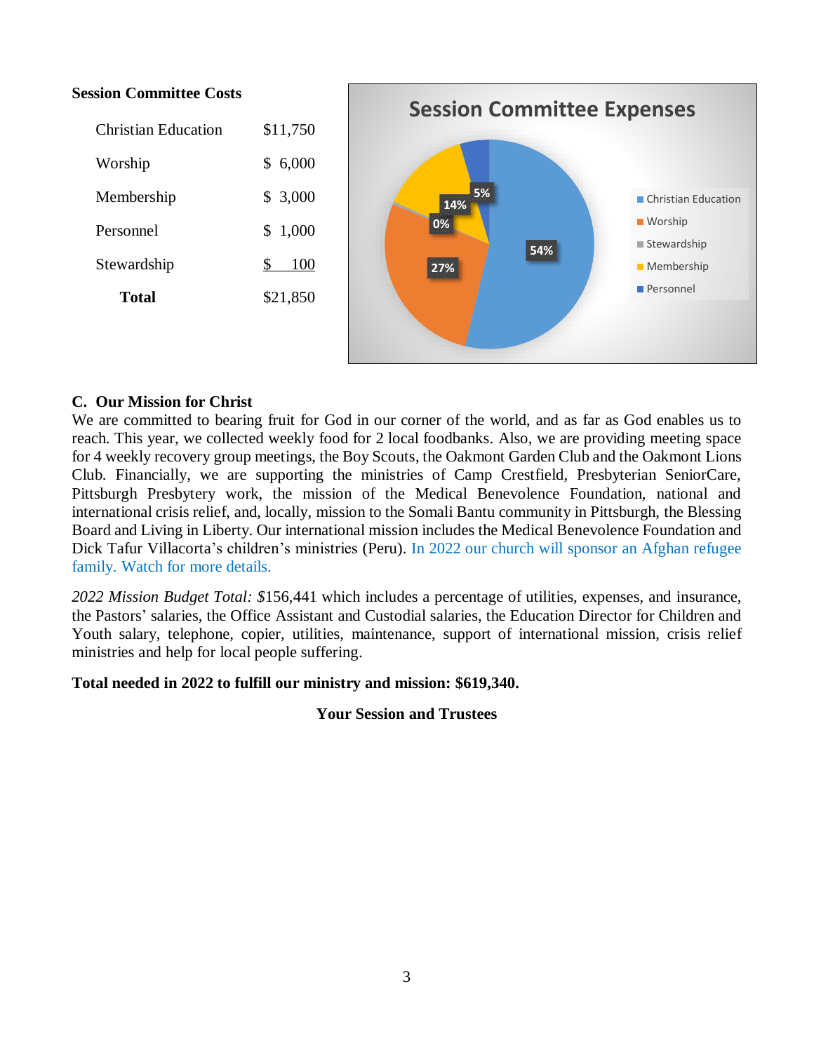**Session Committee Costs**

| | |
|---|---|
| Christian Education | $11,750 |
| Worship | $ 6,000 |
| Membership | $ 3,000 |
| Personnel | $ 1,000 |
| Stewardship | $ 100 |
| **Total** | $21,850 |

Session Committee Expenses

54%
27%
0%
14%
5%

Christian Education
Worship
Stewardship
Membership
Personnel

## C. Our Mission for Christ

We are committed to bearing fruit for God in our corner of the world, and as far as God enables us to reach. This year, we collected weekly food for 2 local foodbanks. Also, we are providing meeting space for 4 weekly recovery group meetings, the Boy Scouts, the Oakmont Garden Club and the Oakmont Lions Club. Financially, we are supporting the ministries of Camp Crestfield, Presbyterian SeniorCare, Pittsburgh Presbytery work, the mission of the Medical Benevolence Foundation, national and international crisis relief, and, locally, mission to the Somali Bantu community in Pittsburgh, the Blessing Board and Living in Liberty. Our international mission includes the Medical Benevolence Foundation and Dick Tafur Villacorta's children's ministries (Peru). In 2022 our church will sponsor an Afghan refugee family. Watch for more details.

*2022 Mission Budget Total: $*156,441 which includes a percentage of utilities, expenses, and insurance, the Pastors' salaries, the Office Assistant and Custodial salaries, the Education Director for Children and Youth salary, telephone, copier, utilities, maintenance, support of international mission, crisis relief ministries and help for local people suffering.

**Total needed in 2022 to fulfill our ministry and mission: $619,340.**

**Your Session and Trustees**